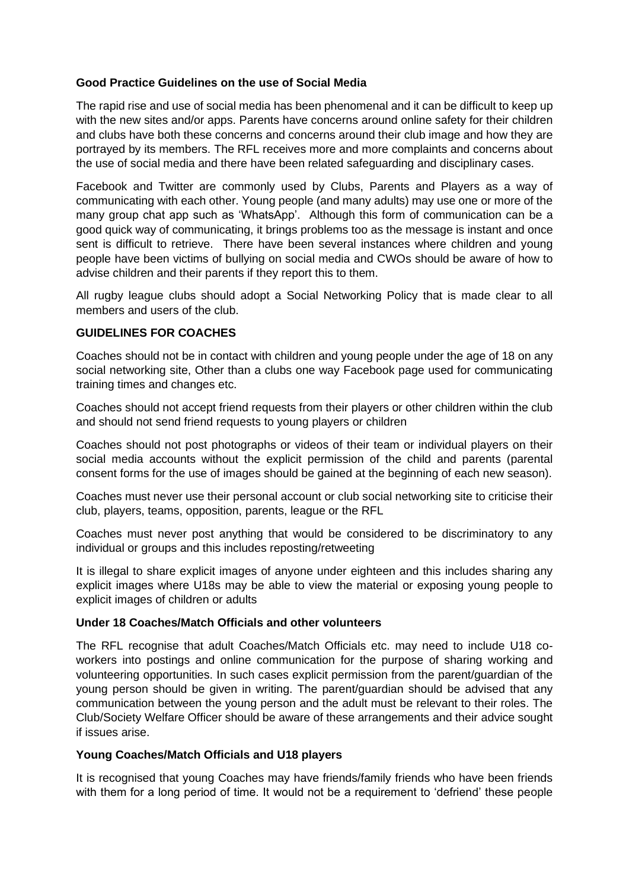**Good Practice Guidelines on the use of Social Media**

The rapid rise and use of social media has been phenomenal and it can be difficult to keep up with the new sites and/or apps. Parents have concerns around online safety for their children and clubs have both these concerns and concerns around their club image and how they are portrayed by its members. The RFL receives more and more complaints and concerns about the use of social media and there have been related safeguarding and disciplinary cases.

Facebook and Twitter are commonly used by Clubs, Parents and Players as a way of communicating with each other. Young people (and many adults) may use one or more of the many group chat app such as 'WhatsApp'. Although this form of communication can be a good quick way of communicating, it brings problems too as the message is instant and once sent is difficult to retrieve. There have been several instances where children and young people have been victims of bullying on social media and CWOs should be aware of how to advise children and their parents if they report this to them.

All rugby league clubs should adopt a Social Networking Policy that is made clear to all members and users of the club.

**GUIDELINES FOR COACHES**

Coaches should not be in contact with children and young people under the age of 18 on any social networking site, Other than a clubs one way Facebook page used for communicating training times and changes etc.

Coaches should not accept friend requests from their players or other children within the club and should not send friend requests to young players or children

Coaches should not post photographs or videos of their team or individual players on their social media accounts without the explicit permission of the child and parents (parental consent forms for the use of images should be gained at the beginning of each new season).

Coaches must never use their personal account or club social networking site to criticise their club, players, teams, opposition, parents, league or the RFL

Coaches must never post anything that would be considered to be discriminatory to any individual or groups and this includes reposting/retweeting

It is illegal to share explicit images of anyone under eighteen and this includes sharing any explicit images where U18s may be able to view the material or exposing young people to explicit images of children or adults

**Under 18 Coaches/Match Officials and other volunteers**

The RFL recognise that adult Coaches/Match Officials etc. may need to include U18 co-workers into postings and online communication for the purpose of sharing working and volunteering opportunities. In such cases explicit permission from the parent/guardian of the young person should be given in writing. The parent/guardian should be advised that any communication between the young person and the adult must be relevant to their roles. The Club/Society Welfare Officer should be aware of these arrangements and their advice sought if issues arise.

**Young Coaches/Match Officials and U18 players**

It is recognised that young Coaches may have friends/family friends who have been friends with them for a long period of time. It would not be a requirement to 'defriend' these people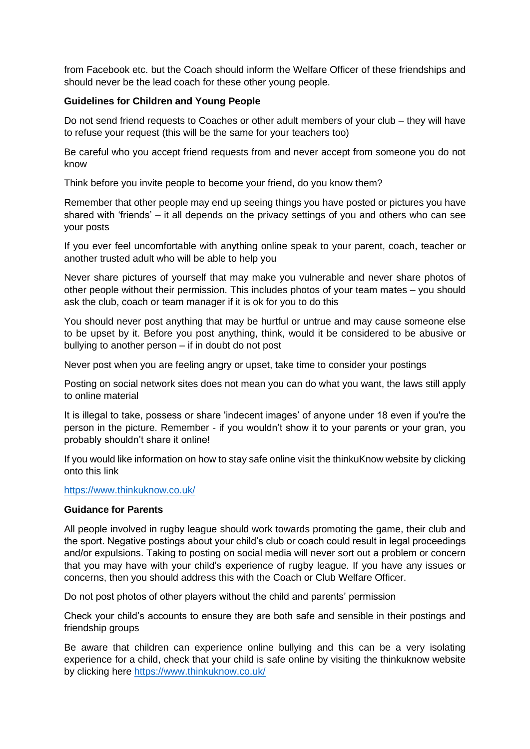from Facebook etc. but the Coach should inform the Welfare Officer of these friendships and should never be the lead coach for these other young people.

**Guidelines for Children and Young People**

Do not send friend requests to Coaches or other adult members of your club – they will have to refuse your request (this will be the same for your teachers too)

Be careful who you accept friend requests from and never accept from someone you do not know

Think before you invite people to become your friend, do you know them?

Remember that other people may end up seeing things you have posted or pictures you have shared with 'friends' – it all depends on the privacy settings of you and others who can see your posts

If you ever feel uncomfortable with anything online speak to your parent, coach, teacher or another trusted adult who will be able to help you

Never share pictures of yourself that may make you vulnerable and never share photos of other people without their permission. This includes photos of your team mates – you should ask the club, coach or team manager if it is ok for you to do this

You should never post anything that may be hurtful or untrue and may cause someone else to be upset by it. Before you post anything, think, would it be considered to be abusive or bullying to another person – if in doubt do not post

Never post when you are feeling angry or upset, take time to consider your postings

Posting on social network sites does not mean you can do what you want, the laws still apply to online material

It is illegal to take, possess or share 'indecent images' of anyone under 18 even if you're the person in the picture. Remember - if you wouldn't show it to your parents or your gran, you probably shouldn't share it online!

If you would like information on how to stay safe online visit the thinkuKnow website by clicking onto this link

https://www.thinkuknow.co.uk/

**Guidance for Parents**

All people involved in rugby league should work towards promoting the game, their club and the sport. Negative postings about your child's club or coach could result in legal proceedings and/or expulsions. Taking to posting on social media will never sort out a problem or concern that you may have with your child's experience of rugby league. If you have any issues or concerns, then you should address this with the Coach or Club Welfare Officer.

Do not post photos of other players without the child and parents' permission

Check your child's accounts to ensure they are both safe and sensible in their postings and friendship groups

Be aware that children can experience online bullying and this can be a very isolating experience for a child, check that your child is safe online by visiting the thinkuknow website by clicking here https://www.thinkuknow.co.uk/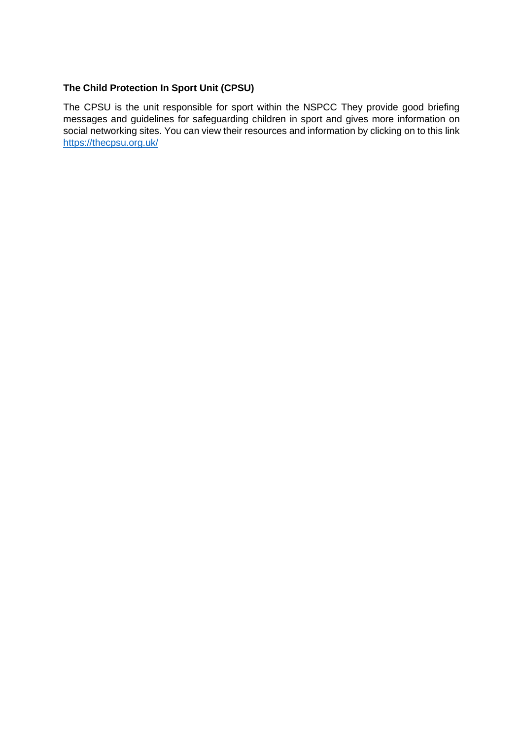**The Child Protection In Sport Unit (CPSU)**

The CPSU is the unit responsible for sport within the NSPCC They provide good briefing messages and guidelines for safeguarding children in sport and gives more information on social networking sites. You can view their resources and information by clicking on to this link https://thecpsu.org.uk/